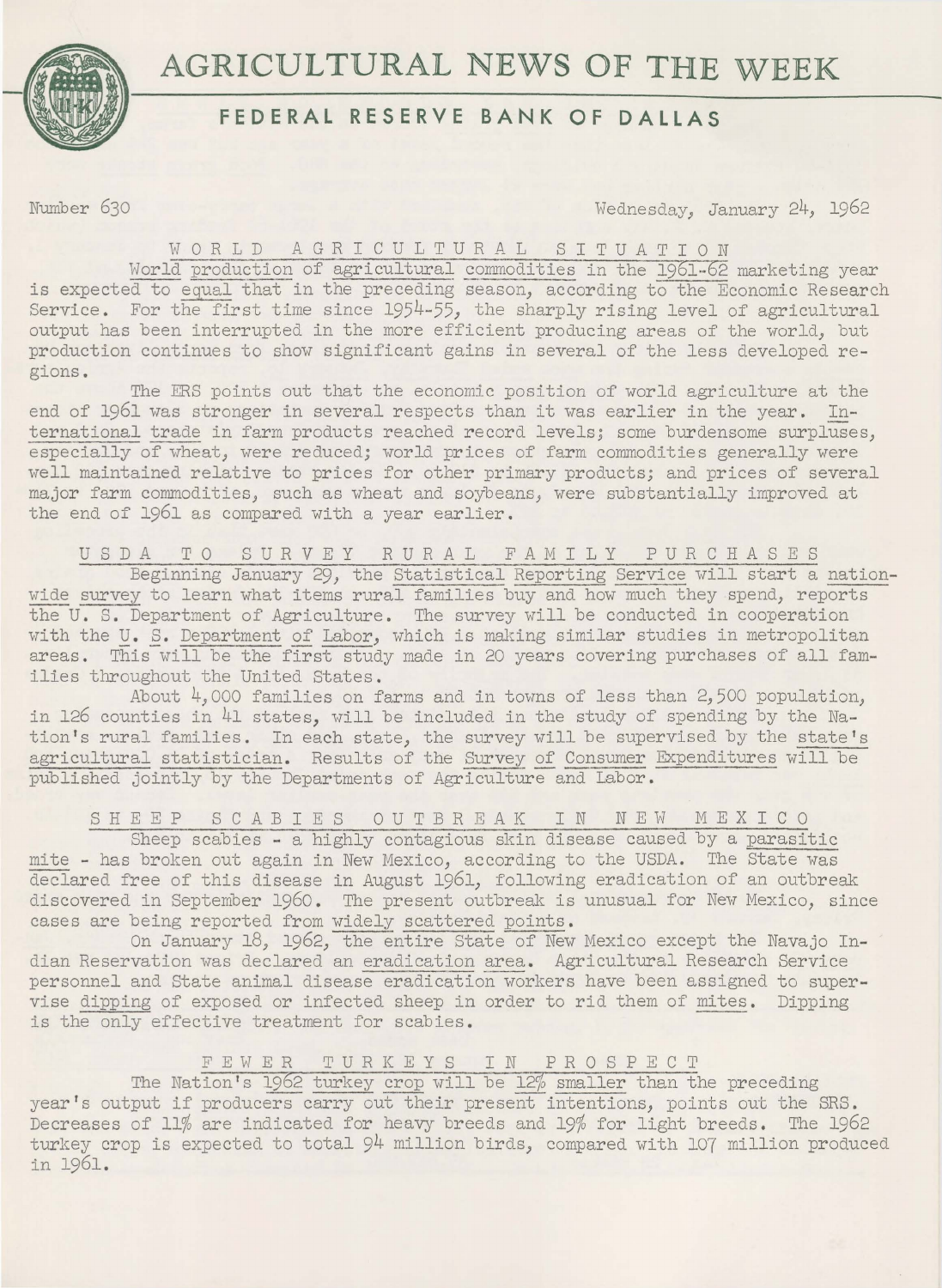# AGRICULTURAL NEWS OF THE WEEK

## FEDERAL RESERVE BANK OF DALLAS

Number 630 Wednesday, January 24, 1962

### WORLD AGRICULTURAL SITUATION

World production of agricultural commodities in the 1961-62 marketing year is expected to equal that in the preceding season, according to the Economic Research Service. For the first time since 1954-55, the sharply rising level of agricultural output has been interrupted in the more efficient producing areas of the world, but production continues to show significant gains in several of the less developed regions.

The ERS points out that the economic position of world agriculture at the end of 1961 was stronger in several respects than it was earlier in the year. International trade in farm products reached record levels; some burdensome surpluses, especially of wheat, were reduced; world prices of farm commodities generally were well maintained relative to prices for other primary products; and prices of several major farm commodities, such as wheat and soybeans, were substantially improved at the end of 1961 as compared with a year earlier.

### USDA TO SURVEY RURAL FAMILY PURCHASES

Beginning January 29, the Statistical Reporting Service will start a nationwide survey to learn what items rural families buy and how much they spend, reports the U. S. Department of Agriculture. The survey will be conducted in cooperation with the U. S. Department of Labor, which is making similar studies in metropolitan areas. This will be the first study made in 20 years covering purchases of all families throughout the United States.

About 4,000 families on farms and in towns of less than 2,500 population, in 126 counties in 41 states, will be included in the study of spending by the Nation's rural families. In each state, the survey will be supervised by the state's agricultural statistician. Results of the Survey of Consumer Expenditures will be published jointly by the Departments of Agriculture and Labor.

### SHEEP SCABIES OUTBREAK IN NEW MEXICO

Sheep scabies - a highly contagious skin disease caused by a parasitic mite - has broken out again in New Mexico, according to the USDA. The State was declared free of this disease in August 1961, following eradication of an outbreak discovered in September 1960. The present outbreak is unusual for New Mexico, since cases are being reported from widely scattered points.

On January 18, 1962, the entire State of New Mexico except the Navajo Indian Reservation was declared an eradication area. Agricultural Research Service personnel and State animal disease eradication workers have been assigned to supervise dipping of exposed or infected sheep in order to rid them of mites. Dipping is the only effective treatment for scabies.

### FEWER TURKEYS IN PROSPECT

The Nation's 1962 turkey crop will be 12% smaller than the preceding year's output if producers carry out their present intentions, points out the SRS. Decreases of 11% are indicated for heavy breeds and 19% for light breeds. The 1962 turkey crop is expected to total 94 million birds, compared with 107 million produced in 1961.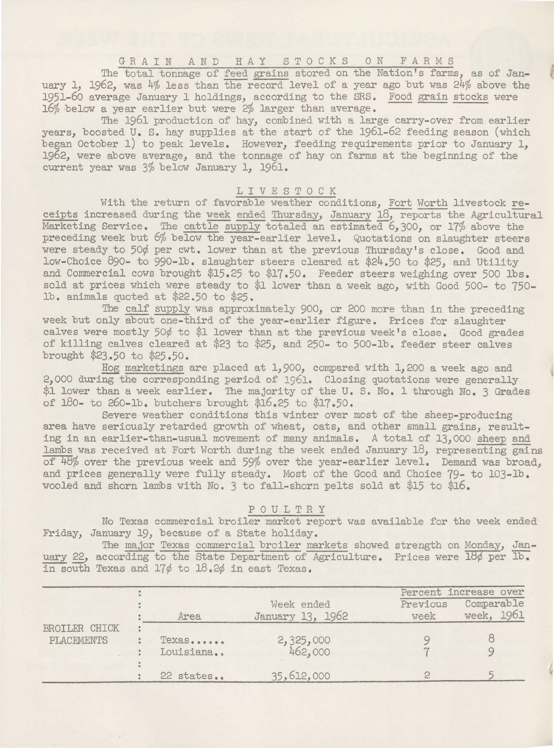## GRAIN AND HAY STOCKS ON FARMS

The total tonnage of feed grains stored on the Nation's farms, as of January 1, 1962, was 4% less than the record level of a year ago but was 24% above the 1951-60 average January 1 holdings, according to the SRS. Food grain stocks were 16% below a year earlier but were 2% larger than average.

The 1961 production of hay, combined with a large carry-over from earlier years, boosted U. S. hay supplies at the start of the 1961-62 feeding season (which began October 1) to peak levels. However, feeding requirements prior to January 1, 1962, were above average, and the tonnage of hay on farms at the beginning of the current year was 3% below January 1, 1961.

## LIVESTOCK

With the return of favorable weather conditions, Fort Worth livestock receipts increased during the week ended Thursday, January 18, reports the Agricultural Marketing Service. The cattle supply totaled an estimated 6,300, or 17% above the preceding week but 6% below the year-earlier level. Quotations on slaughter steers were steady to 50¢ per cwt. lower than at the previous Thursday's close. Good and low-Choice 890- to 990-lb. slaughter steers cleared at $24.50 to $25, and Utility and Commercial cows brought $15.25 to $17.50. Feeder steers weighing over 500 lbs. sold at prices which were steady to $1 lower than a week ago, with Good 500- to 750-lb. animals quoted at $22.50 to $25.

The calf supply was approximately 900, or 200 more than in the preceding week but only about one-third of the year-earlier figure. Prices for slaughter calves were mostly 50¢ to $1 lower than at the previous week's close. Good grades of killing calves cleared at $23 to $25, and 250- to 500-lb. feeder steer calves brought $23.50 to $25.50.

Hog marketings are placed at 1,900, compared with 1,200 a week ago and 2,000 during the corresponding period of 1961. Closing quotations were generally $1 lower than a week earlier. The majority of the U. S. No. 1 through No. 3 Grades of 180- to 260-lb. butchers brought $16.25 to $17.50.

Severe weather conditions this winter over most of the sheep-producing area have seriously retarded growth of wheat, oats, and other small grains, resulting in an earlier-than-usual movement of many animals. A total of 13,000 sheep and lambs was received at Fort Worth during the week ended January 18, representing gains of 48% over the previous week and 59% over the year-earlier level. Demand was broad, and prices generally were fully steady. Most of the Good and Choice 79- to 103-lb. wooled and shorn lambs with No. 3 to fall-shorn pelts sold at $15 to $16.

## POULTRY

No Texas commercial broiler market report was available for the week ended Friday, January 19, because of a State holiday.

The major Texas commercial broiler markets showed strength on Monday, January 22, according to the State Department of Agriculture. Prices were 18¢ per lb. in south Texas and 17¢ to 18.2¢ in east Texas.

| | Area | Week ended January 13, 1962 | Percent increase over Previous week | Comparable week, 1961 |
|---|---|---|---|---|
| BROILER CHICK PLACEMENTS | Texas...... | 2,325,000 | 9 | 8 |
| | Louisiana.. | 462,000 | 7 | 9 |
| | 22 states.. | 35,612,000 | 2 | 5 |